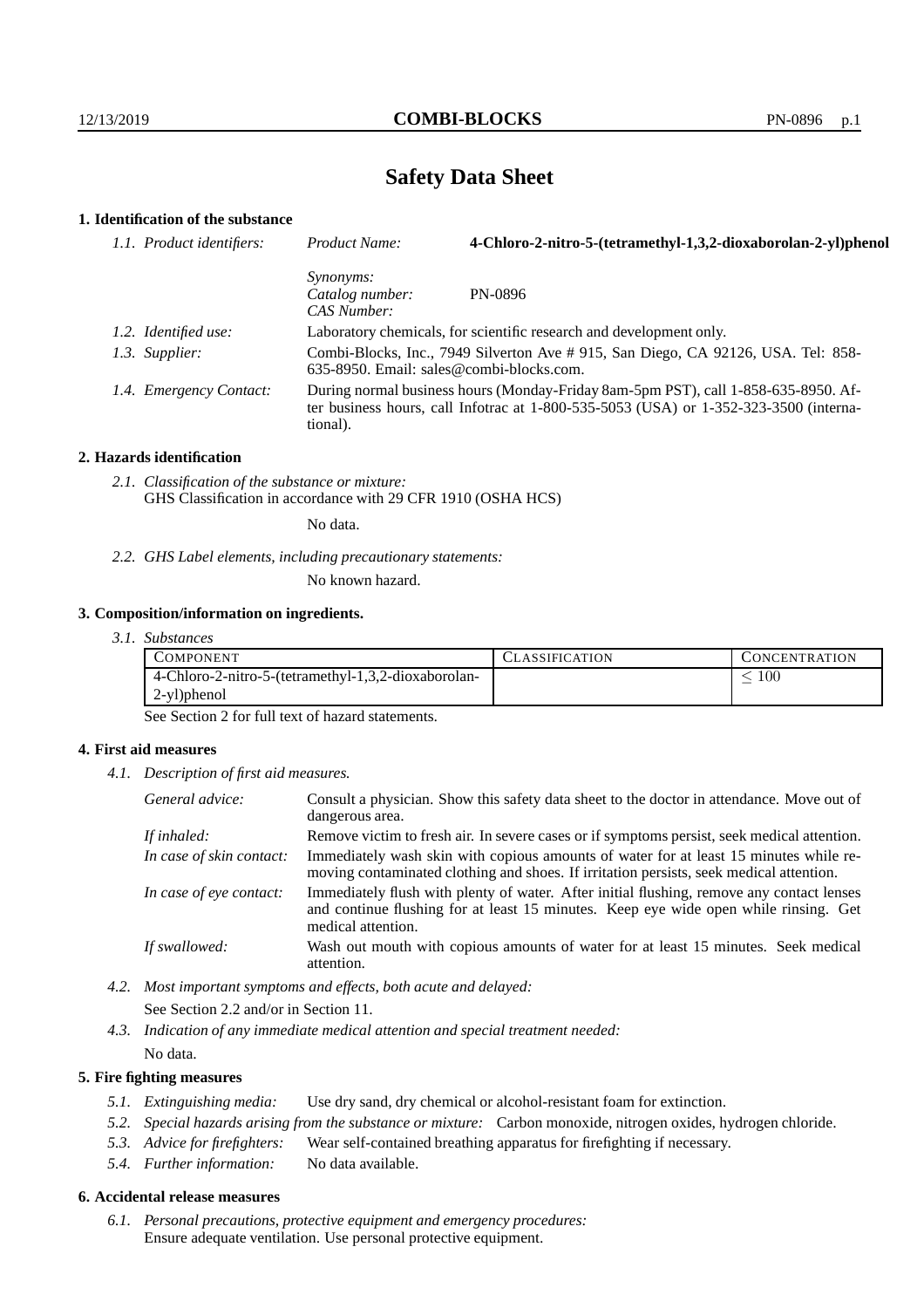# Safety Data Sheet

## 1. Identification of the substance

*1.1. Product identifiers:* *Product Name:* **4-Chloro-2-nitro-5-(tetramethyl-1,3,2-dioxaborolan-2-yl)phenol**

*Synonyms:*
*Catalog number:* PN-0896
*CAS Number:*

*1.2. Identified use:* Laboratory chemicals, for scientific research and development only.

*1.3. Supplier:* Combi-Blocks, Inc., 7949 Silverton Ave # 915, San Diego, CA 92126, USA. Tel: 858-635-8950. Email: sales@combi-blocks.com.

*1.4. Emergency Contact:* During normal business hours (Monday-Friday 8am-5pm PST), call 1-858-635-8950. After business hours, call Infotrac at 1-800-535-5053 (USA) or 1-352-323-3500 (international).

## 2. Hazards identification

*2.1. Classification of the substance or mixture:*
GHS Classification in accordance with 29 CFR 1910 (OSHA HCS)

No data.

*2.2. GHS Label elements, including precautionary statements:*

No known hazard.

## 3. Composition/information on ingredients.

*3.1. Substances*

| Component | Classification | Concentration |
|---|---|---|
| 4-Chloro-2-nitro-5-(tetramethyl-1,3,2-dioxaborolan-2-yl)phenol | | $\leq 100$ |

See Section 2 for full text of hazard statements.

## 4. First aid measures

*4.1. Description of first aid measures.*

*General advice:* Consult a physician. Show this safety data sheet to the doctor in attendance. Move out of dangerous area.

*If inhaled:* Remove victim to fresh air. In severe cases or if symptoms persist, seek medical attention.

*In case of skin contact:* Immediately wash skin with copious amounts of water for at least 15 minutes while removing contaminated clothing and shoes. If irritation persists, seek medical attention.

*In case of eye contact:* Immediately flush with plenty of water. After initial flushing, remove any contact lenses and continue flushing for at least 15 minutes. Keep eye wide open while rinsing. Get medical attention.

*If swallowed:* Wash out mouth with copious amounts of water for at least 15 minutes. Seek medical attention.

*4.2. Most important symptoms and effects, both acute and delayed:*

See Section 2.2 and/or in Section 11.

*4.3. Indication of any immediate medical attention and special treatment needed:*

No data.

## 5. Fire fighting measures

*5.1. Extinguishing media:* Use dry sand, dry chemical or alcohol-resistant foam for extinction.

*5.2. Special hazards arising from the substance or mixture:* Carbon monoxide, nitrogen oxides, hydrogen chloride.

*5.3. Advice for firefighters:* Wear self-contained breathing apparatus for firefighting if necessary.

*5.4. Further information:* No data available.

## 6. Accidental release measures

*6.1. Personal precautions, protective equipment and emergency procedures:*
Ensure adequate ventilation. Use personal protective equipment.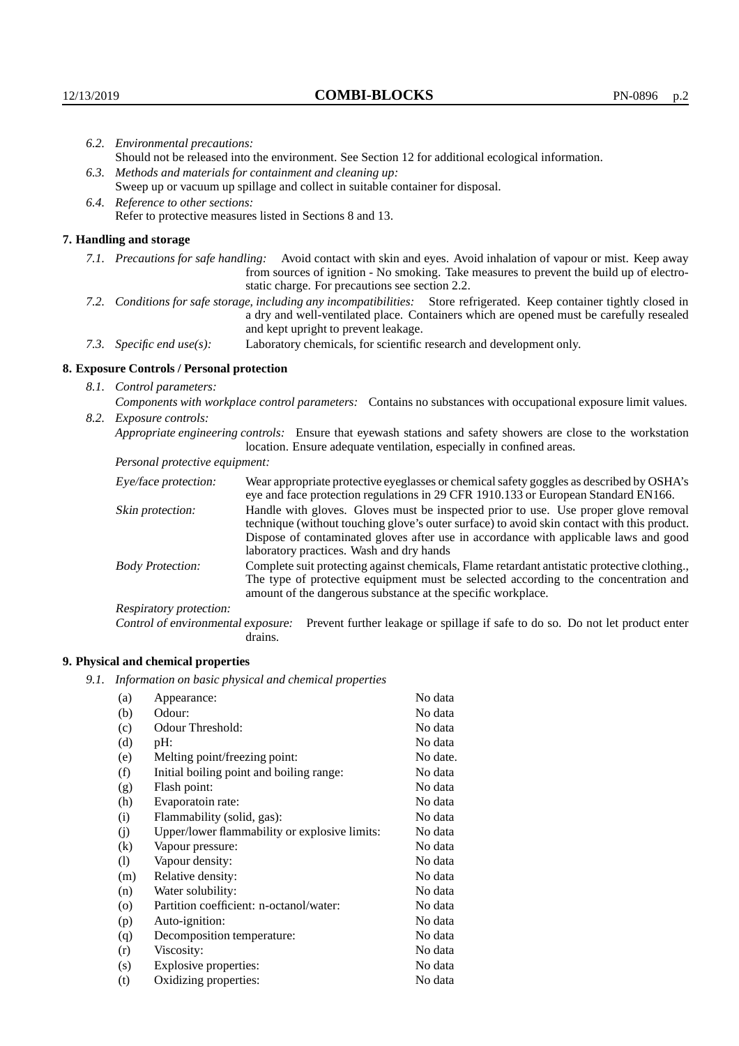*6.2. Environmental precautions:*
Should not be released into the environment. See Section 12 for additional ecological information.

*6.3. Methods and materials for containment and cleaning up:*
Sweep up or vacuum up spillage and collect in suitable container for disposal.

*6.4. Reference to other sections:*
Refer to protective measures listed in Sections 8 and 13.

## 7. Handling and storage

*7.1. Precautions for safe handling:* Avoid contact with skin and eyes. Avoid inhalation of vapour or mist. Keep away from sources of ignition - No smoking. Take measures to prevent the build up of electrostatic charge. For precautions see section 2.2.

*7.2. Conditions for safe storage, including any incompatibilities:* Store refrigerated. Keep container tightly closed in a dry and well-ventilated place. Containers which are opened must be carefully resealed and kept upright to prevent leakage.

*7.3. Specific end use(s):* Laboratory chemicals, for scientific research and development only.

## 8. Exposure Controls / Personal protection

*8.1. Control parameters:*

*Components with workplace control parameters:* Contains no substances with occupational exposure limit values.

*8.2. Exposure controls:*

*Appropriate engineering controls:* Ensure that eyewash stations and safety showers are close to the workstation location. Ensure adequate ventilation, especially in confined areas.

*Personal protective equipment:*

*Eye/face protection:* Wear appropriate protective eyeglasses or chemical safety goggles as described by OSHA's eye and face protection regulations in 29 CFR 1910.133 or European Standard EN166.

*Skin protection:* Handle with gloves. Gloves must be inspected prior to use. Use proper glove removal technique (without touching glove's outer surface) to avoid skin contact with this product. Dispose of contaminated gloves after use in accordance with applicable laws and good laboratory practices. Wash and dry hands

*Body Protection:* Complete suit protecting against chemicals, Flame retardant antistatic protective clothing., The type of protective equipment must be selected according to the concentration and amount of the dangerous substance at the specific workplace.

*Respiratory protection:*

*Control of environmental exposure:* Prevent further leakage or spillage if safe to do so. Do not let product enter drains.

## 9. Physical and chemical properties

*9.1. Information on basic physical and chemical properties*

| | | |
|---|---|---|
| (a) | Appearance: | No data |
| (b) | Odour: | No data |
| (c) | Odour Threshold: | No data |
| (d) | pH: | No data |
| (e) | Melting point/freezing point: | No date. |
| (f) | Initial boiling point and boiling range: | No data |
| (g) | Flash point: | No data |
| (h) | Evaporatoin rate: | No data |
| (i) | Flammability (solid, gas): | No data |
| (j) | Upper/lower flammability or explosive limits: | No data |
| (k) | Vapour pressure: | No data |
| (l) | Vapour density: | No data |
| (m) | Relative density: | No data |
| (n) | Water solubility: | No data |
| (o) | Partition coefficient: n-octanol/water: | No data |
| (p) | Auto-ignition: | No data |
| (q) | Decomposition temperature: | No data |
| (r) | Viscosity: | No data |
| (s) | Explosive properties: | No data |
| (t) | Oxidizing properties: | No data |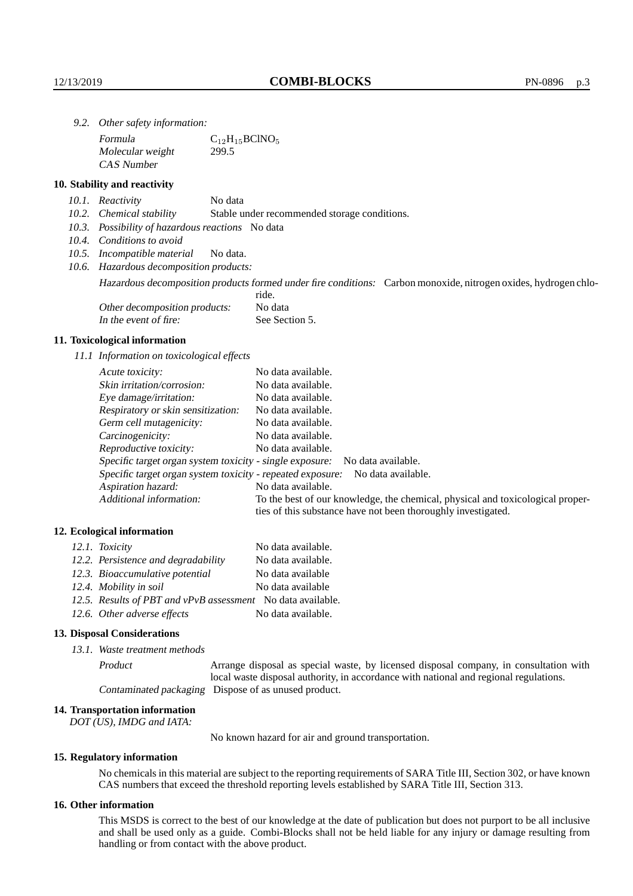*9.2. Other safety information:*

| | |
|---|---|
| *Formula* | $C_{12}H_{15}BClNO_5$ |
| *Molecular weight* | 299.5 |
| *CAS Number* | |

## 10. Stability and reactivity

*10.1. Reactivity* No data

*10.2. Chemical stability* Stable under recommended storage conditions.

*10.3. Possibility of hazardous reactions* No data

*10.4. Conditions to avoid*

*10.5. Incompatible material* No data.

*10.6. Hazardous decomposition products:*

*Hazardous decomposition products formed under fire conditions:* Carbon monoxide, nitrogen oxides, hydrogen chloride.

| | |
|---|---|
| *Other decomposition products:* | No data |
| *In the event of fire:* | See Section 5. |

## 11. Toxicological information

*11.1 Information on toxicological effects*

| | |
|---|---|
| *Acute toxicity:* | No data available. |
| *Skin irritation/corrosion:* | No data available. |
| *Eye damage/irritation:* | No data available. |
| *Respiratory or skin sensitization:* | No data available. |
| *Germ cell mutagenicity:* | No data available. |
| *Carcinogenicity:* | No data available. |
| *Reproductive toxicity:* | No data available. |
| *Specific target organ system toxicity - single exposure:* | No data available. |
| *Specific target organ system toxicity - repeated exposure:* | No data available. |
| *Aspiration hazard:* | No data available. |
| *Additional information:* | To the best of our knowledge, the chemical, physical and toxicological properties of this substance have not been thoroughly investigated. |

## 12. Ecological information

| | |
|---|---|
| *12.1. Toxicity* | No data available. |
| *12.2. Persistence and degradability* | No data available. |
| *12.3. Bioaccumulative potential* | No data available |
| *12.4. Mobility in soil* | No data available |
| *12.5. Results of PBT and vPvB assessment* | No data available. |
| *12.6. Other adverse effects* | No data available. |

## 13. Disposal Considerations

*13.1. Waste treatment methods*

| | |
|---|---|
| *Product* | Arrange disposal as special waste, by licensed disposal company, in consultation with local waste disposal authority, in accordance with national and regional regulations. |
| *Contaminated packaging* | Dispose of as unused product. |

## 14. Transportation information

*DOT (US), IMDG and IATA:*

No known hazard for air and ground transportation.

## 15. Regulatory information

No chemicals in this material are subject to the reporting requirements of SARA Title III, Section 302, or have known CAS numbers that exceed the threshold reporting levels established by SARA Title III, Section 313.

## 16. Other information

This MSDS is correct to the best of our knowledge at the date of publication but does not purport to be all inclusive and shall be used only as a guide. Combi-Blocks shall not be held liable for any injury or damage resulting from handling or from contact with the above product.